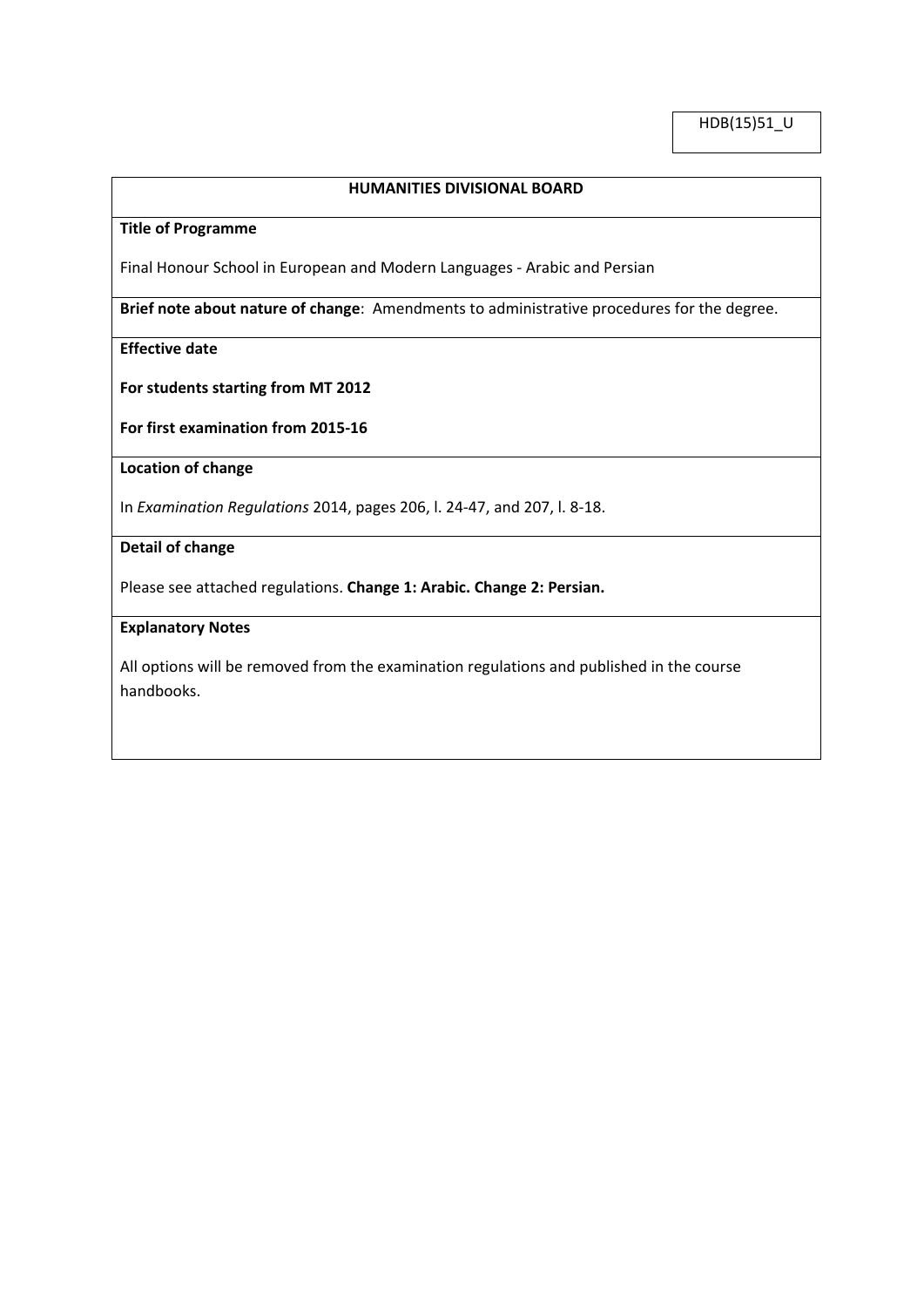HDB(15)51_U

## HUMANITIES DIVISIONAL BOARD

**Title of Programme**

Final Honour School in European and Modern Languages - Arabic and Persian

**Brief note about nature of change**: Amendments to administrative procedures for the degree.

**Effective date**

**For students starting from MT 2012**

**For first examination from 2015-16**

**Location of change**

In *Examination Regulations* 2014, pages 206, l. 24-47, and 207, l. 8-18.

**Detail of change**

Please see attached regulations. **Change 1: Arabic. Change 2: Persian.**

**Explanatory Notes**

All options will be removed from the examination regulations and published in the course handbooks.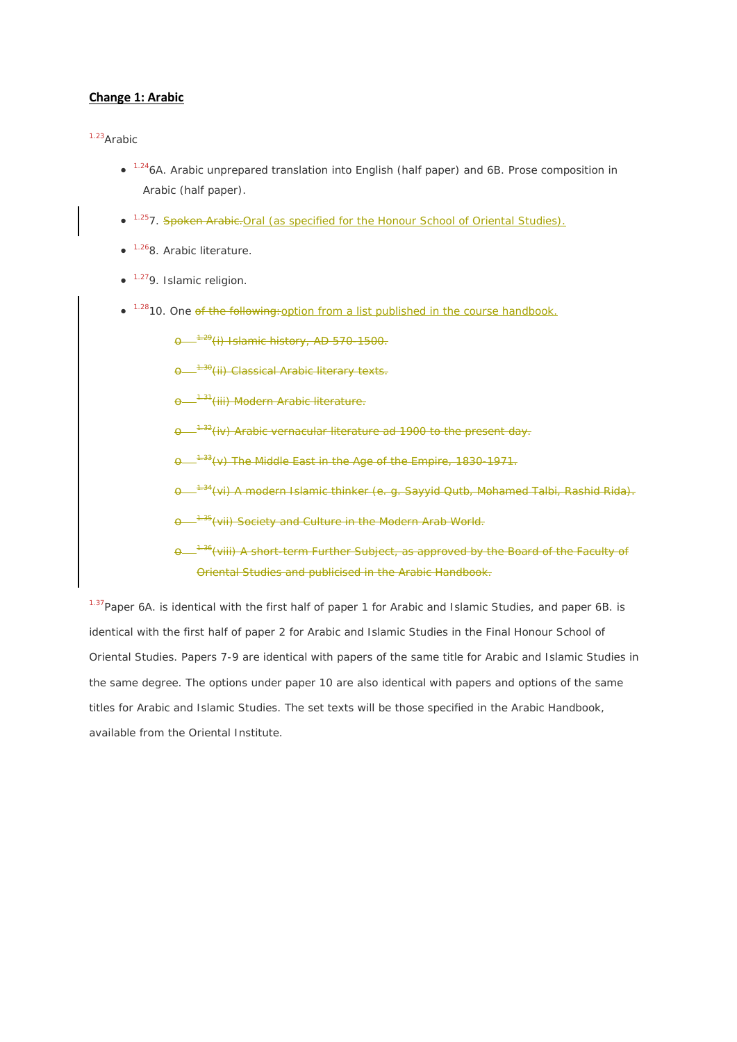## **Change 1: Arabic**

[1.23]Arabic

- [1.24]6A. Arabic unprepared translation into English (half paper) and 6B. Prose composition in Arabic (half paper).
- [1.25]7. ~~Spoken Arabic.~~Oral (as specified for the Honour School of Oriental Studies).
- [1.26]8. Arabic literature.
- [1.27]9. Islamic religion.
- [1.28]10. One ~~of the following:~~option from a list published in the course handbook.
  - ~~[1.29](i) Islamic history, AD 570-1500.~~
  - ~~[1.30](ii) Classical Arabic literary texts.~~
  - ~~[1.31](iii) Modern Arabic literature.~~
  - ~~[1.32](iv) Arabic vernacular literature ad 1900 to the present day.~~
  - ~~[1.33](v) The Middle East in the Age of the Empire, 1830-1971.~~
  - ~~[1.34](vi) A modern Islamic thinker (e. g. Sayyid Qutb, Mohamed Talbi, Rashid Rida).~~
  - ~~[1.35](vii) Society and Culture in the Modern Arab World.~~
  - ~~[1.36](viii) A short-term Further Subject, as approved by the Board of the Faculty of Oriental Studies and publicised in the Arabic Handbook.~~

[1.37]Paper 6A. is identical with the first half of paper 1 for Arabic and Islamic Studies, and paper 6B. is identical with the first half of paper 2 for Arabic and Islamic Studies in the Final Honour School of Oriental Studies. Papers 7-9 are identical with papers of the same title for Arabic and Islamic Studies in the same degree. The options under paper 10 are also identical with papers and options of the same titles for Arabic and Islamic Studies. The set texts will be those specified in the Arabic Handbook, available from the Oriental Institute.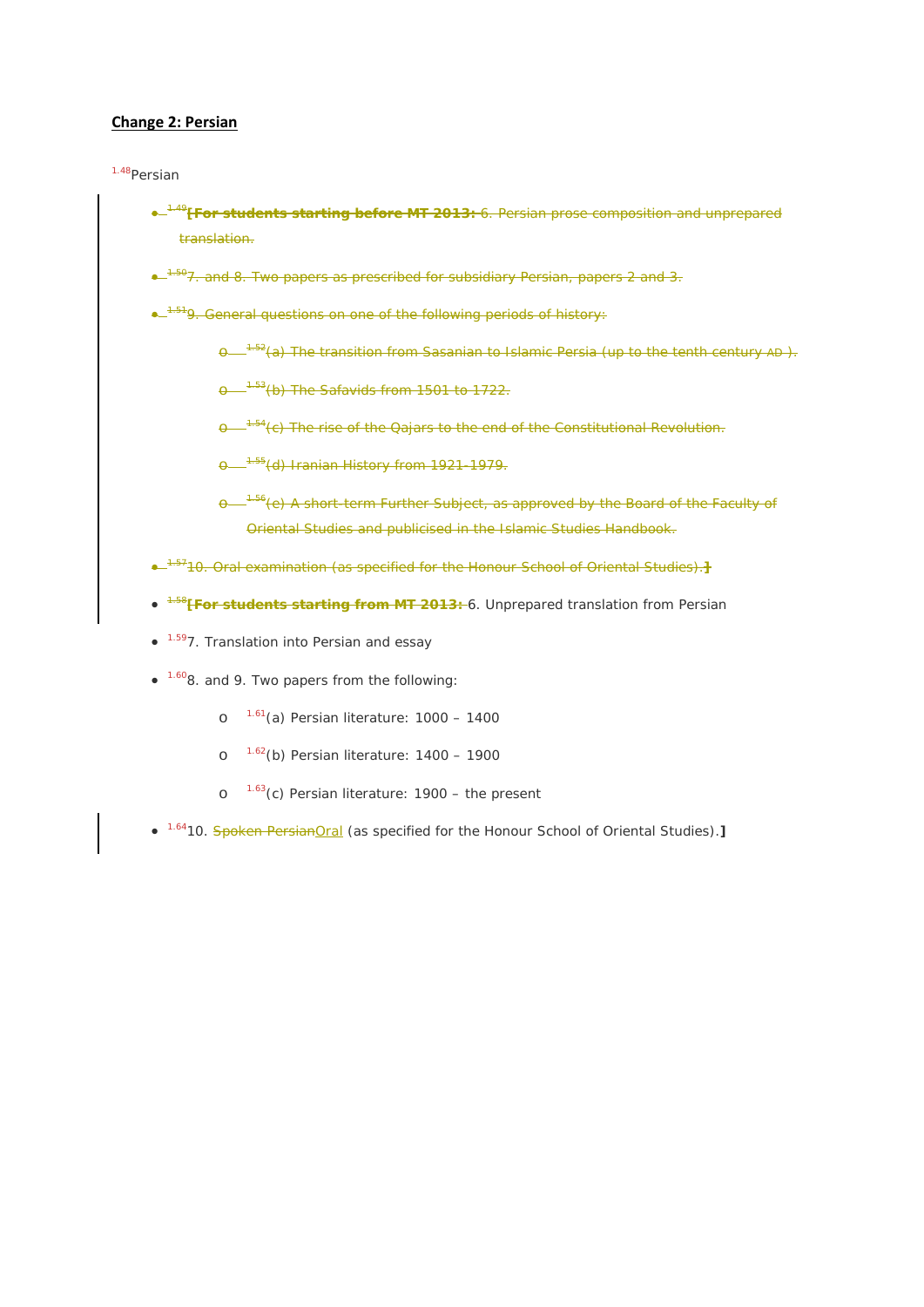**Change 2: Persian**

[1.48]Persian

- ~~[1.49]**[For students starting before MT 2013:** 6. Persian prose composition and unprepared translation.~~
- ~~[1.50]7. and 8. Two papers as prescribed for subsidiary Persian, papers 2 and 3.~~
- ~~[1.51]9. General questions on one of the following periods of history:~~
  - ~~[1.52](a) The transition from Sasanian to Islamic Persia (up to the tenth century AD ).~~
  - ~~[1.53](b) The Safavids from 1501 to 1722.~~
  - ~~[1.54](c) The rise of the Qajars to the end of the Constitutional Revolution.~~
  - ~~[1.55](d) Iranian History from 1921-1979.~~
  - ~~[1.56](e) A short-term Further Subject, as approved by the Board of the Faculty of Oriental Studies and publicised in the Islamic Studies Handbook.~~
- ~~[1.57]10. Oral examination (as specified for the Honour School of Oriental Studies).]~~
- [1.58]~~**[For students starting from MT 2013:**~~ 6. Unprepared translation from Persian
- [1.59]7. Translation into Persian and essay
- [1.60]8. and 9. Two papers from the following:
  - [1.61](a) Persian literature: 1000 – 1400
  - [1.62](b) Persian literature: 1400 – 1900
  - [1.63](c) Persian literature: 1900 – the present
- [1.64]10. ~~Spoken Persian~~Oral (as specified for the Honour School of Oriental Studies).**]**